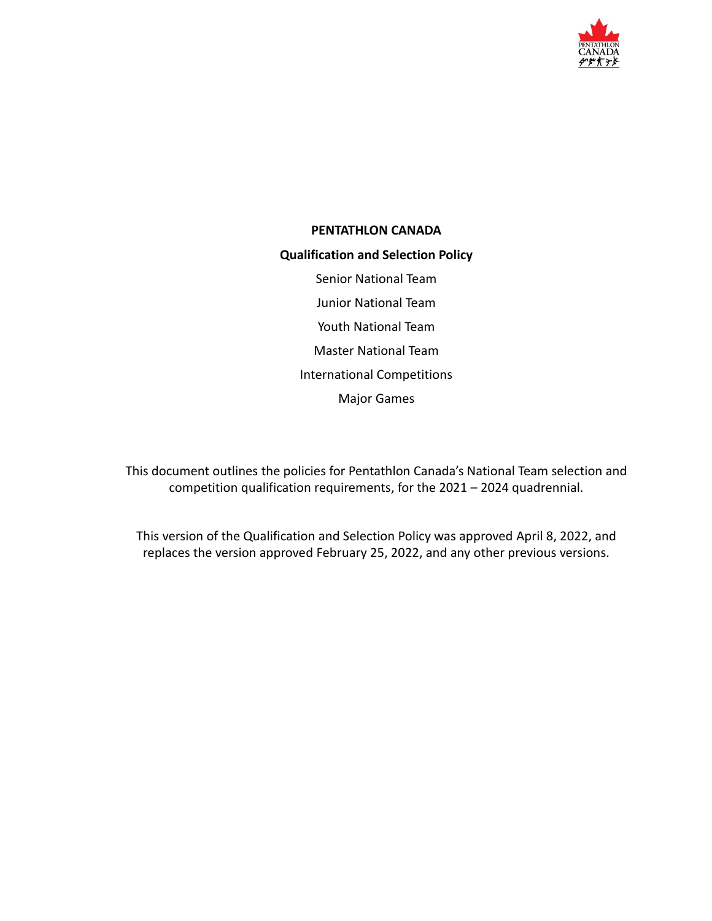# PENTATHLON CANADA

## Qualification and Selection Policy

Senior National Team

Junior National Team

Youth National Team

Master National Team

International Competitions

Major Games

This document outlines the policies for Pentathlon Canada's National Team selection and competition qualification requirements, for the 2021 – 2024 quadrennial.

This version of the Qualification and Selection Policy was approved April 8, 2022, and replaces the version approved February 25, 2022, and any other previous versions.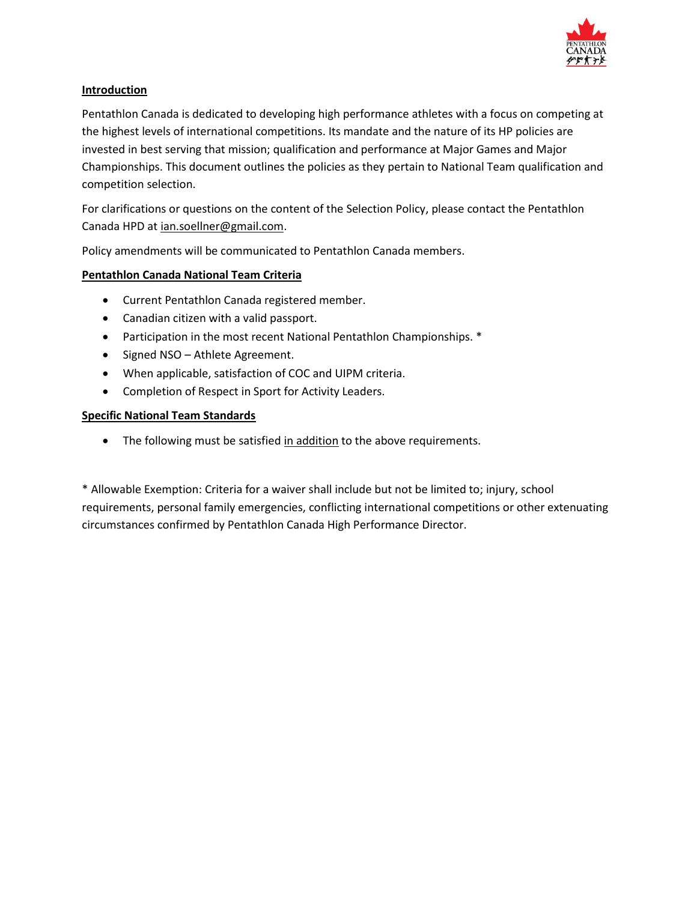## Introduction

Pentathlon Canada is dedicated to developing high performance athletes with a focus on competing at the highest levels of international competitions. Its mandate and the nature of its HP policies are invested in best serving that mission; qualification and performance at Major Games and Major Championships. This document outlines the policies as they pertain to National Team qualification and competition selection.

For clarifications or questions on the content of the Selection Policy, please contact the Pentathlon Canada HPD at ian.soellner@gmail.com.

Policy amendments will be communicated to Pentathlon Canada members.

## Pentathlon Canada National Team Criteria

- Current Pentathlon Canada registered member.
- Canadian citizen with a valid passport.
- Participation in the most recent National Pentathlon Championships. *
- Signed NSO – Athlete Agreement.
- When applicable, satisfaction of COC and UIPM criteria.
- Completion of Respect in Sport for Activity Leaders.

## Specific National Team Standards

- The following must be satisfied in addition to the above requirements.

* Allowable Exemption: Criteria for a waiver shall include but not be limited to; injury, school requirements, personal family emergencies, conflicting international competitions or other extenuating circumstances confirmed by Pentathlon Canada High Performance Director.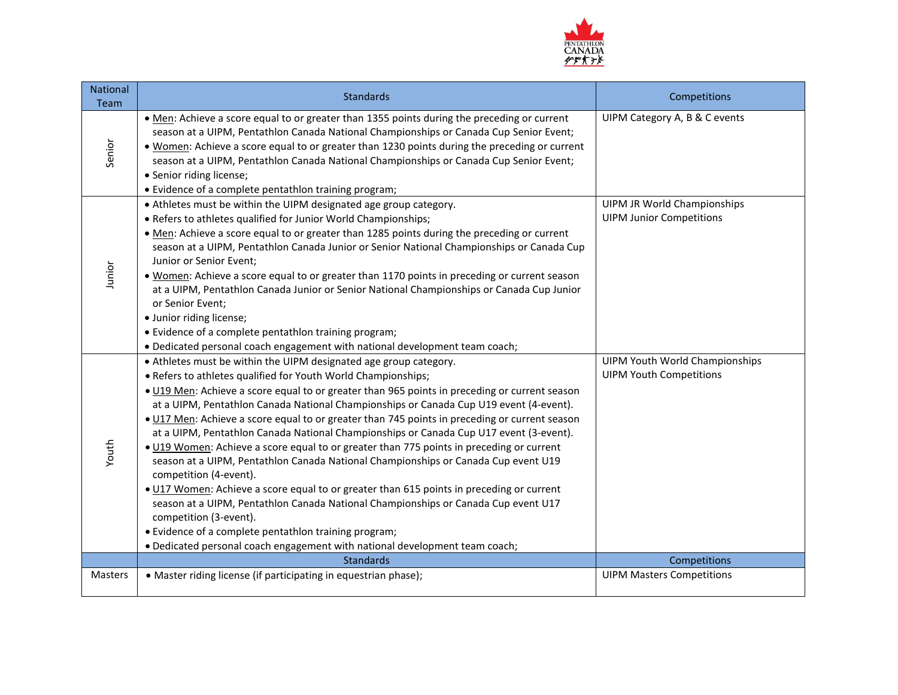| National Team | Standards | Competitions |
|---|---|---|
| Senior | • Men: Achieve a score equal to or greater than 1355 points during the preceding or current season at a UIPM, Pentathlon Canada National Championships or Canada Cup Senior Event;<br>• Women: Achieve a score equal to or greater than 1230 points during the preceding or current season at a UIPM, Pentathlon Canada National Championships or Canada Cup Senior Event;<br>• Senior riding license;<br>• Evidence of a complete pentathlon training program; | UIPM Category A, B & C events |
| Junior | • Athletes must be within the UIPM designated age group category.<br>• Refers to athletes qualified for Junior World Championships;<br>• Men: Achieve a score equal to or greater than 1285 points during the preceding or current season at a UIPM, Pentathlon Canada Junior or Senior National Championships or Canada Cup Junior or Senior Event;<br>• Women: Achieve a score equal to or greater than 1170 points in preceding or current season at a UIPM, Pentathlon Canada Junior or Senior National Championships or Canada Cup Junior or Senior Event;<br>• Junior riding license;<br>• Evidence of a complete pentathlon training program;<br>• Dedicated personal coach engagement with national development team coach; | UIPM JR World Championships<br>UIPM Junior Competitions |
| Youth | • Athletes must be within the UIPM designated age group category.<br>• Refers to athletes qualified for Youth World Championships;<br>• U19 Men: Achieve a score equal to or greater than 965 points in preceding or current season at a UIPM, Pentathlon Canada National Championships or Canada Cup U19 event (4-event).<br>• U17 Men: Achieve a score equal to or greater than 745 points in preceding or current season at a UIPM, Pentathlon Canada National Championships or Canada Cup U17 event (3-event).<br>• U19 Women: Achieve a score equal to or greater than 775 points in preceding or current season at a UIPM, Pentathlon Canada National Championships or Canada Cup event U19 competition (4-event).<br>• U17 Women: Achieve a score equal to or greater than 615 points in preceding or current season at a UIPM, Pentathlon Canada National Championships or Canada Cup event U17 competition (3-event).<br>• Evidence of a complete pentathlon training program;<br>• Dedicated personal coach engagement with national development team coach; | UIPM Youth World Championships<br>UIPM Youth Competitions |
| | Standards | Competitions |
| Masters | • Master riding license (if participating in equestrian phase); | UIPM Masters Competitions |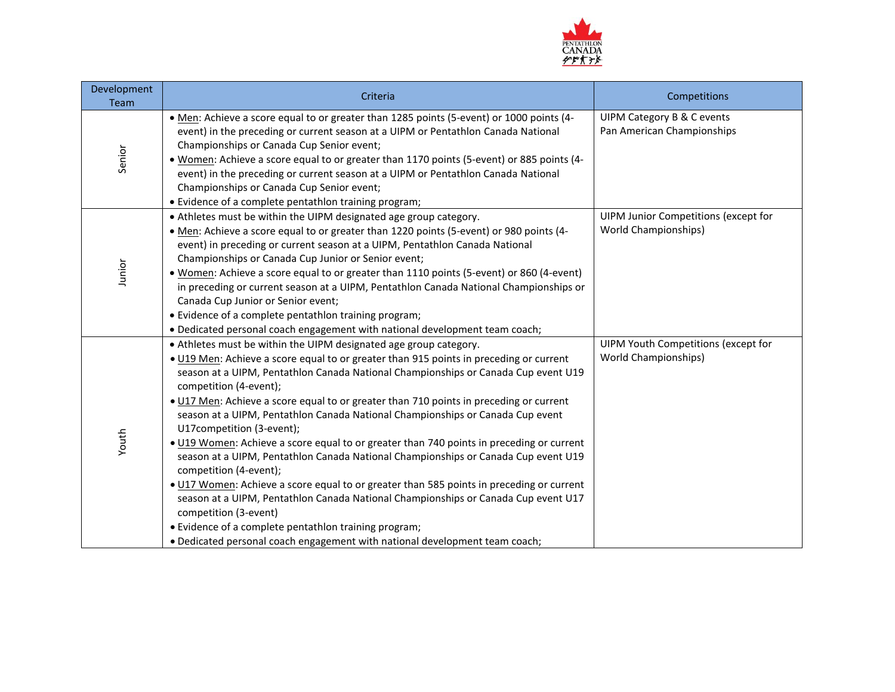| Development Team | Criteria | Competitions |
|---|---|---|
| Senior | • Men: Achieve a score equal to or greater than 1285 points (5-event) or 1000 points (4-event) in the preceding or current season at a UIPM or Pentathlon Canada National Championships or Canada Cup Senior event;<br>• Women: Achieve a score equal to or greater than 1170 points (5-event) or 885 points (4-event) in the preceding or current season at a UIPM or Pentathlon Canada National Championships or Canada Cup Senior event;<br>• Evidence of a complete pentathlon training program; | UIPM Category B & C events<br>Pan American Championships |
| Junior | • Athletes must be within the UIPM designated age group category.<br>• Men: Achieve a score equal to or greater than 1220 points (5-event) or 980 points (4-event) in preceding or current season at a UIPM, Pentathlon Canada National Championships or Canada Cup Junior or Senior event;<br>• Women: Achieve a score equal to or greater than 1110 points (5-event) or 860 (4-event) in preceding or current season at a UIPM, Pentathlon Canada National Championships or Canada Cup Junior or Senior event;<br>• Evidence of a complete pentathlon training program;<br>• Dedicated personal coach engagement with national development team coach; | UIPM Junior Competitions (except for World Championships) |
| Youth | • Athletes must be within the UIPM designated age group category.<br>• U19 Men: Achieve a score equal to or greater than 915 points in preceding or current season at a UIPM, Pentathlon Canada National Championships or Canada Cup event U19 competition (4-event);<br>• U17 Men: Achieve a score equal to or greater than 710 points in preceding or current season at a UIPM, Pentathlon Canada National Championships or Canada Cup event U17competition (3-event);<br>• U19 Women: Achieve a score equal to or greater than 740 points in preceding or current season at a UIPM, Pentathlon Canada National Championships or Canada Cup event U19 competition (4-event);<br>• U17 Women: Achieve a score equal to or greater than 585 points in preceding or current season at a UIPM, Pentathlon Canada National Championships or Canada Cup event U17 competition (3-event)<br>• Evidence of a complete pentathlon training program;<br>• Dedicated personal coach engagement with national development team coach; | UIPM Youth Competitions (except for World Championships) |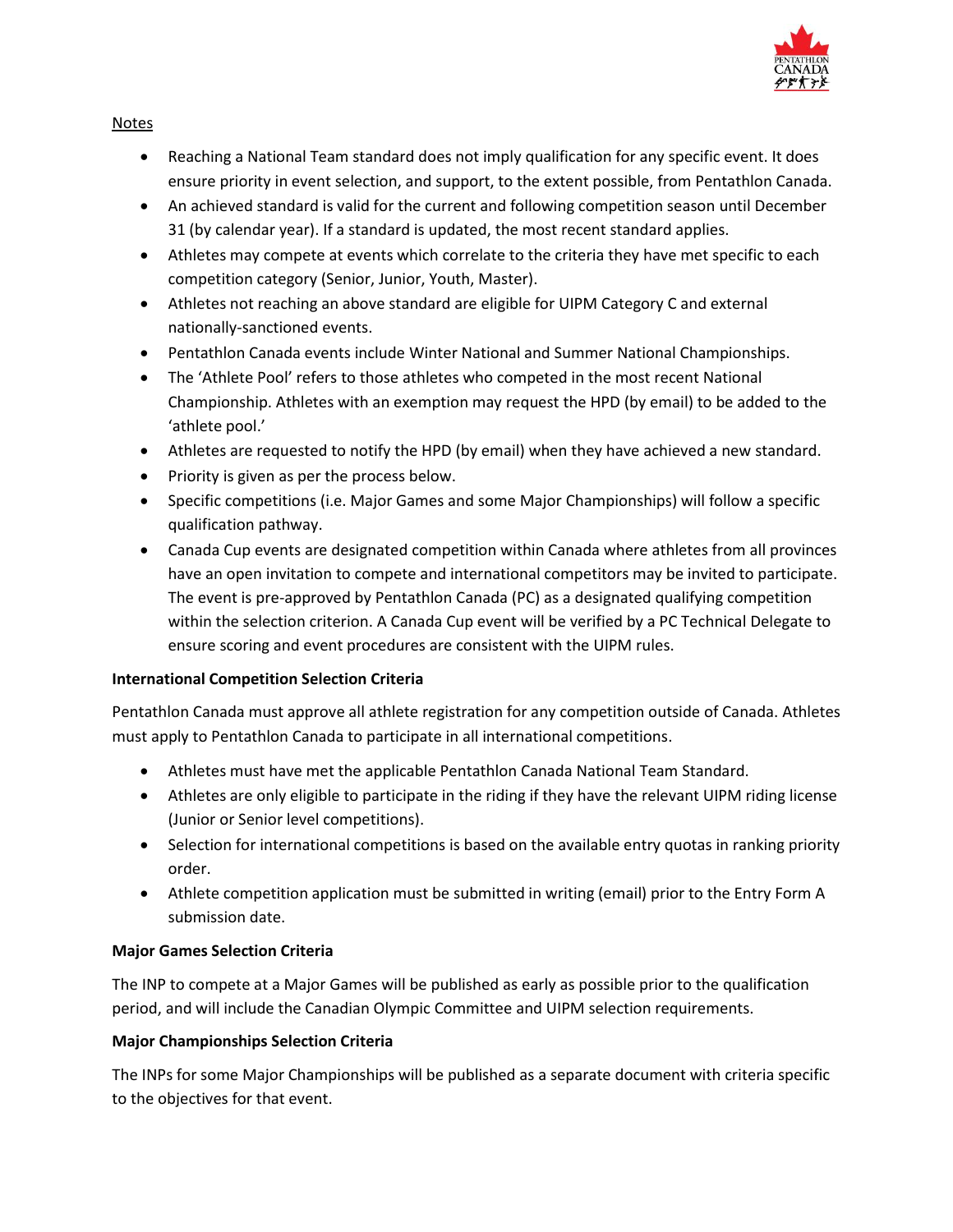Notes

- Reaching a National Team standard does not imply qualification for any specific event. It does ensure priority in event selection, and support, to the extent possible, from Pentathlon Canada.
- An achieved standard is valid for the current and following competition season until December 31 (by calendar year). If a standard is updated, the most recent standard applies.
- Athletes may compete at events which correlate to the criteria they have met specific to each competition category (Senior, Junior, Youth, Master).
- Athletes not reaching an above standard are eligible for UIPM Category C and external nationally-sanctioned events.
- Pentathlon Canada events include Winter National and Summer National Championships.
- The 'Athlete Pool' refers to those athletes who competed in the most recent National Championship. Athletes with an exemption may request the HPD (by email) to be added to the 'athlete pool.'
- Athletes are requested to notify the HPD (by email) when they have achieved a new standard.
- Priority is given as per the process below.
- Specific competitions (i.e. Major Games and some Major Championships) will follow a specific qualification pathway.
- Canada Cup events are designated competition within Canada where athletes from all provinces have an open invitation to compete and international competitors may be invited to participate. The event is pre-approved by Pentathlon Canada (PC) as a designated qualifying competition within the selection criterion. A Canada Cup event will be verified by a PC Technical Delegate to ensure scoring and event procedures are consistent with the UIPM rules.

**International Competition Selection Criteria**

Pentathlon Canada must approve all athlete registration for any competition outside of Canada. Athletes must apply to Pentathlon Canada to participate in all international competitions.

- Athletes must have met the applicable Pentathlon Canada National Team Standard.
- Athletes are only eligible to participate in the riding if they have the relevant UIPM riding license (Junior or Senior level competitions).
- Selection for international competitions is based on the available entry quotas in ranking priority order.
- Athlete competition application must be submitted in writing (email) prior to the Entry Form A submission date.

**Major Games Selection Criteria**

The INP to compete at a Major Games will be published as early as possible prior to the qualification period, and will include the Canadian Olympic Committee and UIPM selection requirements.

**Major Championships Selection Criteria**

The INPs for some Major Championships will be published as a separate document with criteria specific to the objectives for that event.